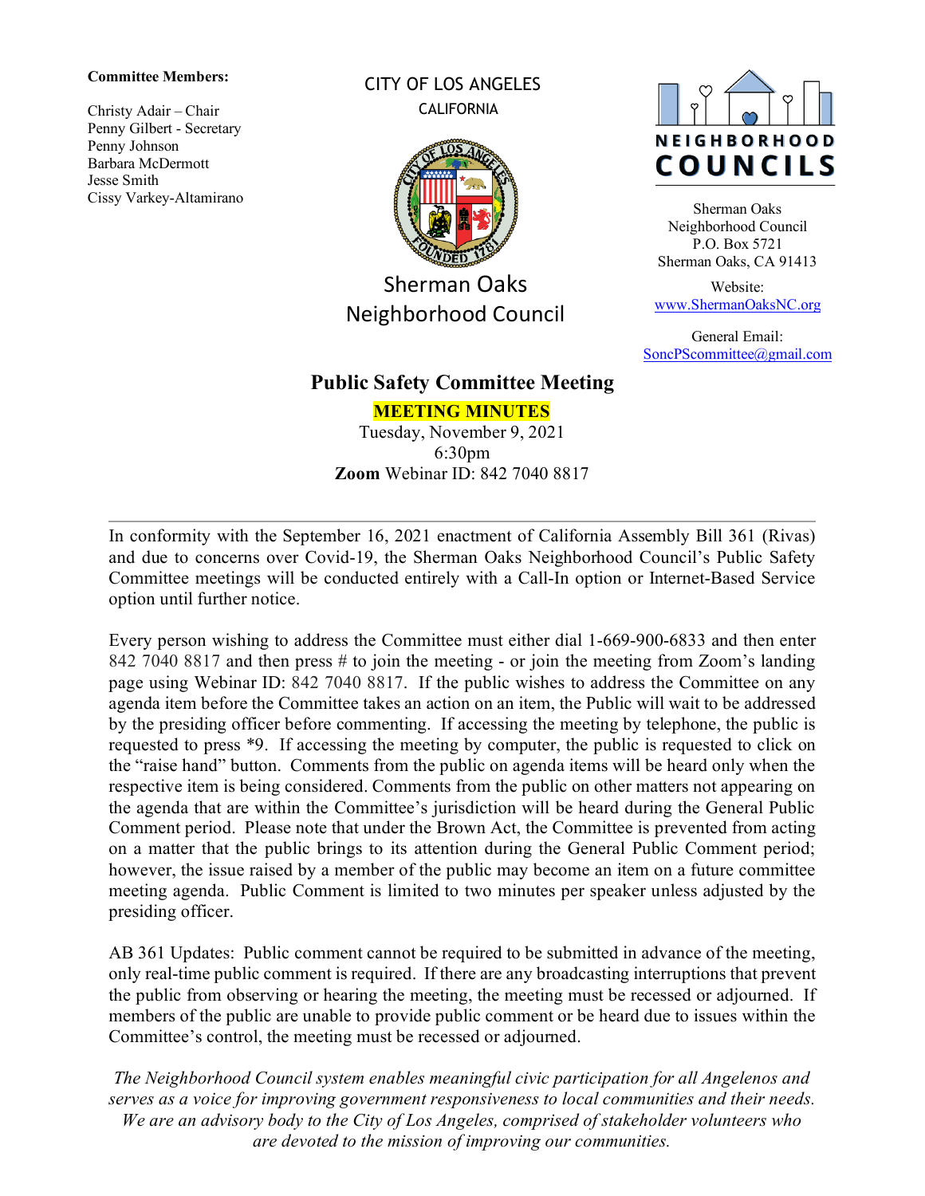**Committee Members:**

Christy Adair – Chair
Penny Gilbert - Secretary
Penny Johnson
Barbara McDermott
Jesse Smith
Cissy Varkey-Altamirano

CITY OF LOS ANGELES
CALIFORNIA

Sherman Oaks
Neighborhood Council

NEIGHBORHOOD COUNCILS

Sherman Oaks
Neighborhood Council
P.O. Box 5721
Sherman Oaks, CA 91413

Website:
www.ShermanOaksNC.org

General Email:
SoncPScommittee@gmail.com

## Public Safety Committee Meeting

**MEETING MINUTES**
Tuesday, November 9, 2021
6:30pm
**Zoom** Webinar ID: 842 7040 8817

---

In conformity with the September 16, 2021 enactment of California Assembly Bill 361 (Rivas) and due to concerns over Covid-19, the Sherman Oaks Neighborhood Council's Public Safety Committee meetings will be conducted entirely with a Call-In option or Internet-Based Service option until further notice.

Every person wishing to address the Committee must either dial 1-669-900-6833 and then enter 842 7040 8817 and then press # to join the meeting - or join the meeting from Zoom's landing page using Webinar ID: 842 7040 8817. If the public wishes to address the Committee on any agenda item before the Committee takes an action on an item, the Public will wait to be addressed by the presiding officer before commenting. If accessing the meeting by telephone, the public is requested to press *9. If accessing the meeting by computer, the public is requested to click on the "raise hand" button. Comments from the public on agenda items will be heard only when the respective item is being considered. Comments from the public on other matters not appearing on the agenda that are within the Committee's jurisdiction will be heard during the General Public Comment period. Please note that under the Brown Act, the Committee is prevented from acting on a matter that the public brings to its attention during the General Public Comment period; however, the issue raised by a member of the public may become an item on a future committee meeting agenda. Public Comment is limited to two minutes per speaker unless adjusted by the presiding officer.

AB 361 Updates: Public comment cannot be required to be submitted in advance of the meeting, only real-time public comment is required. If there are any broadcasting interruptions that prevent the public from observing or hearing the meeting, the meeting must be recessed or adjourned. If members of the public are unable to provide public comment or be heard due to issues within the Committee's control, the meeting must be recessed or adjourned.

*The Neighborhood Council system enables meaningful civic participation for all Angelenos and serves as a voice for improving government responsiveness to local communities and their needs. We are an advisory body to the City of Los Angeles, comprised of stakeholder volunteers who are devoted to the mission of improving our communities.*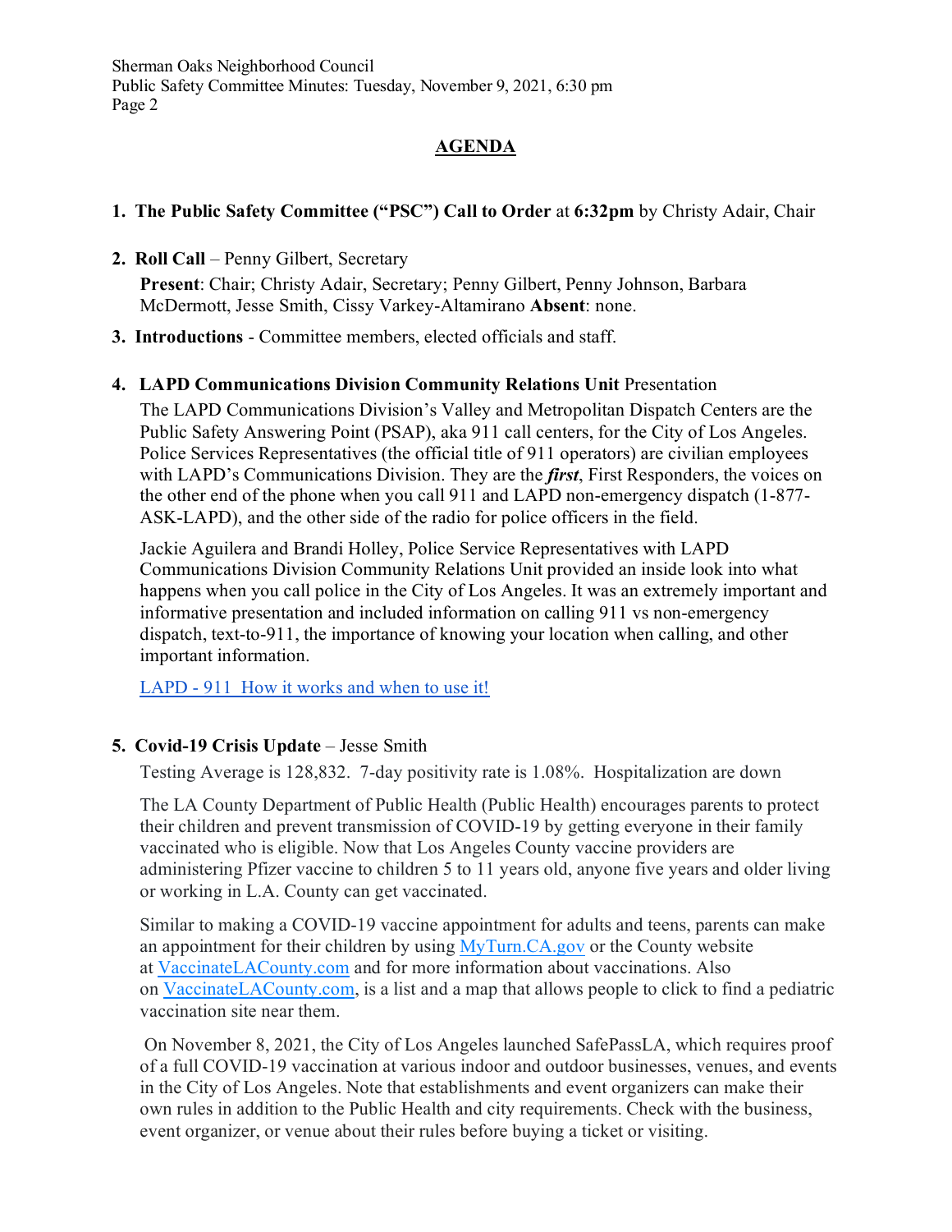## AGENDA

1. **The Public Safety Committee ("PSC") Call to Order** at **6:32pm** by Christy Adair, Chair

2. **Roll Call** – Penny Gilbert, Secretary

   **Present**: Chair; Christy Adair, Secretary; Penny Gilbert, Penny Johnson, Barbara McDermott, Jesse Smith, Cissy Varkey-Altamirano **Absent**: none.

3. **Introductions** - Committee members, elected officials and staff.

4. **LAPD Communications Division Community Relations Unit** Presentation

   The LAPD Communications Division's Valley and Metropolitan Dispatch Centers are the Public Safety Answering Point (PSAP), aka 911 call centers, for the City of Los Angeles. Police Services Representatives (the official title of 911 operators) are civilian employees with LAPD's Communications Division. They are the ***first***, First Responders, the voices on the other end of the phone when you call 911 and LAPD non-emergency dispatch (1-877-ASK-LAPD), and the other side of the radio for police officers in the field.

   Jackie Aguilera and Brandi Holley, Police Service Representatives with LAPD Communications Division Community Relations Unit provided an inside look into what happens when you call police in the City of Los Angeles. It was an extremely important and informative presentation and included information on calling 911 vs non-emergency dispatch, text-to-911, the importance of knowing your location when calling, and other important information.

   [LAPD - 911 How it works and when to use it!]()

5. **Covid-19 Crisis Update** – Jesse Smith

   Testing Average is 128,832. 7-day positivity rate is 1.08%. Hospitalization are down

   The LA County Department of Public Health (Public Health) encourages parents to protect their children and prevent transmission of COVID-19 by getting everyone in their family vaccinated who is eligible. Now that Los Angeles County vaccine providers are administering Pfizer vaccine to children 5 to 11 years old, anyone five years and older living or working in L.A. County can get vaccinated.

   Similar to making a COVID-19 vaccine appointment for adults and teens, parents can make an appointment for their children by using MyTurn.CA.gov or the County website at VaccinateLACounty.com and for more information about vaccinations. Also on VaccinateLACounty.com, is a list and a map that allows people to click to find a pediatric vaccination site near them.

   On November 8, 2021, the City of Los Angeles launched SafePassLA, which requires proof of a full COVID-19 vaccination at various indoor and outdoor businesses, venues, and events in the City of Los Angeles. Note that establishments and event organizers can make their own rules in addition to the Public Health and city requirements. Check with the business, event organizer, or venue about their rules before buying a ticket or visiting.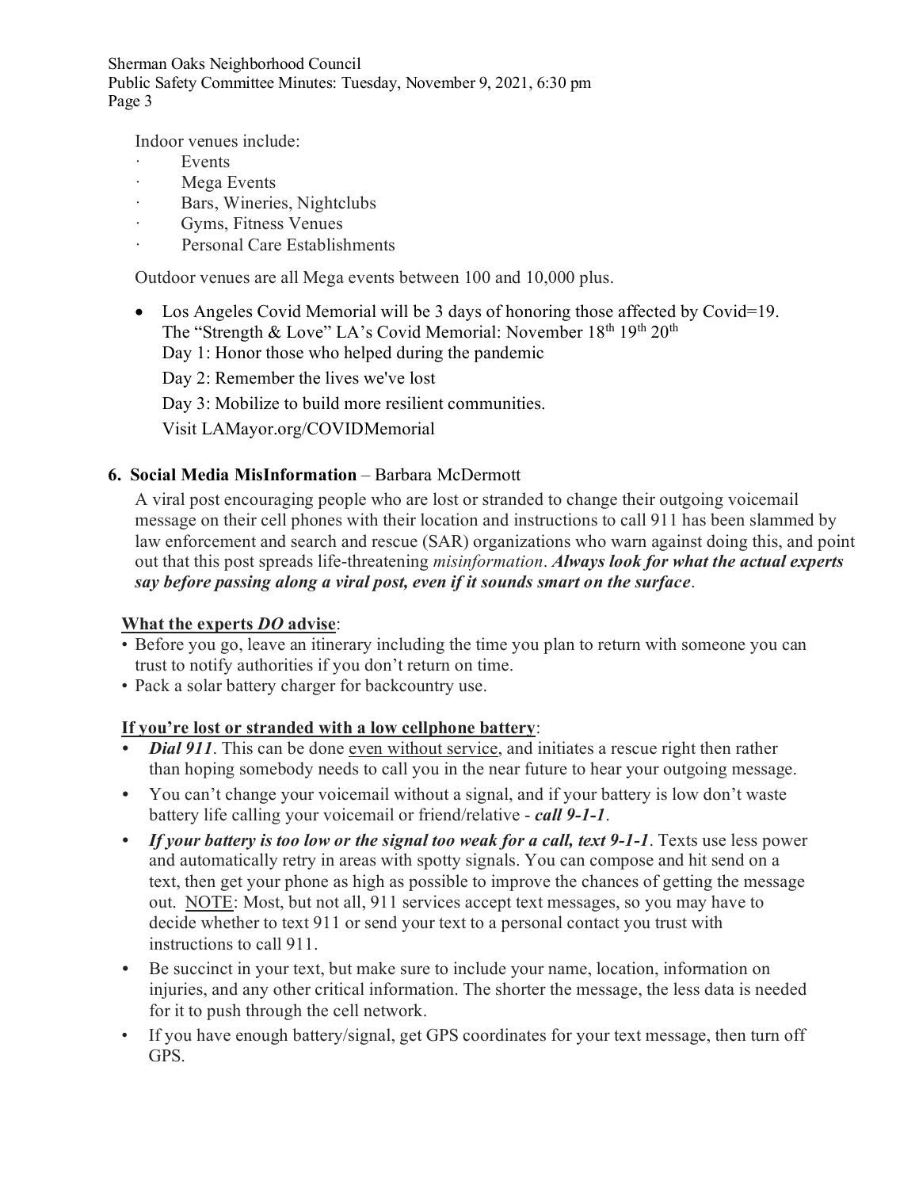Indoor venues include:

- Events
- Mega Events
- Bars, Wineries, Nightclubs
- Gyms, Fitness Venues
- Personal Care Establishments

Outdoor venues are all Mega events between 100 and 10,000 plus.

- Los Angeles Covid Memorial will be 3 days of honoring those affected by Covid=19. The "Strength & Love" LA's Covid Memorial: November 18th 19th 20th

  Day 1: Honor those who helped during the pandemic

  Day 2: Remember the lives we've lost

  Day 3: Mobilize to build more resilient communities.

  Visit LAMayor.org/COVIDMemorial

**6. Social Media MisInformation** – Barbara McDermott

A viral post encouraging people who are lost or stranded to change their outgoing voicemail message on their cell phones with their location and instructions to call 911 has been slammed by law enforcement and search and rescue (SAR) organizations who warn against doing this, and point out that this post spreads life-threatening *misinformation*. ***Always look for what the actual experts say before passing along a viral post, even if it sounds smart on the surface***.

**What the experts *DO* advise**:

- Before you go, leave an itinerary including the time you plan to return with someone you can trust to notify authorities if you don't return on time.
- Pack a solar battery charger for backcountry use.

**If you're lost or stranded with a low cellphone battery**:

- ***Dial 911***. This can be done even without service, and initiates a rescue right then rather than hoping somebody needs to call you in the near future to hear your outgoing message.
- You can't change your voicemail without a signal, and if your battery is low don't waste battery life calling your voicemail or friend/relative - ***call 9-1-1***.
- ***If your battery is too low or the signal too weak for a call, text 9-1-1***. Texts use less power and automatically retry in areas with spotty signals. You can compose and hit send on a text, then get your phone as high as possible to improve the chances of getting the message out. NOTE: Most, but not all, 911 services accept text messages, so you may have to decide whether to text 911 or send your text to a personal contact you trust with instructions to call 911.
- Be succinct in your text, but make sure to include your name, location, information on injuries, and any other critical information. The shorter the message, the less data is needed for it to push through the cell network.
- If you have enough battery/signal, get GPS coordinates for your text message, then turn off GPS.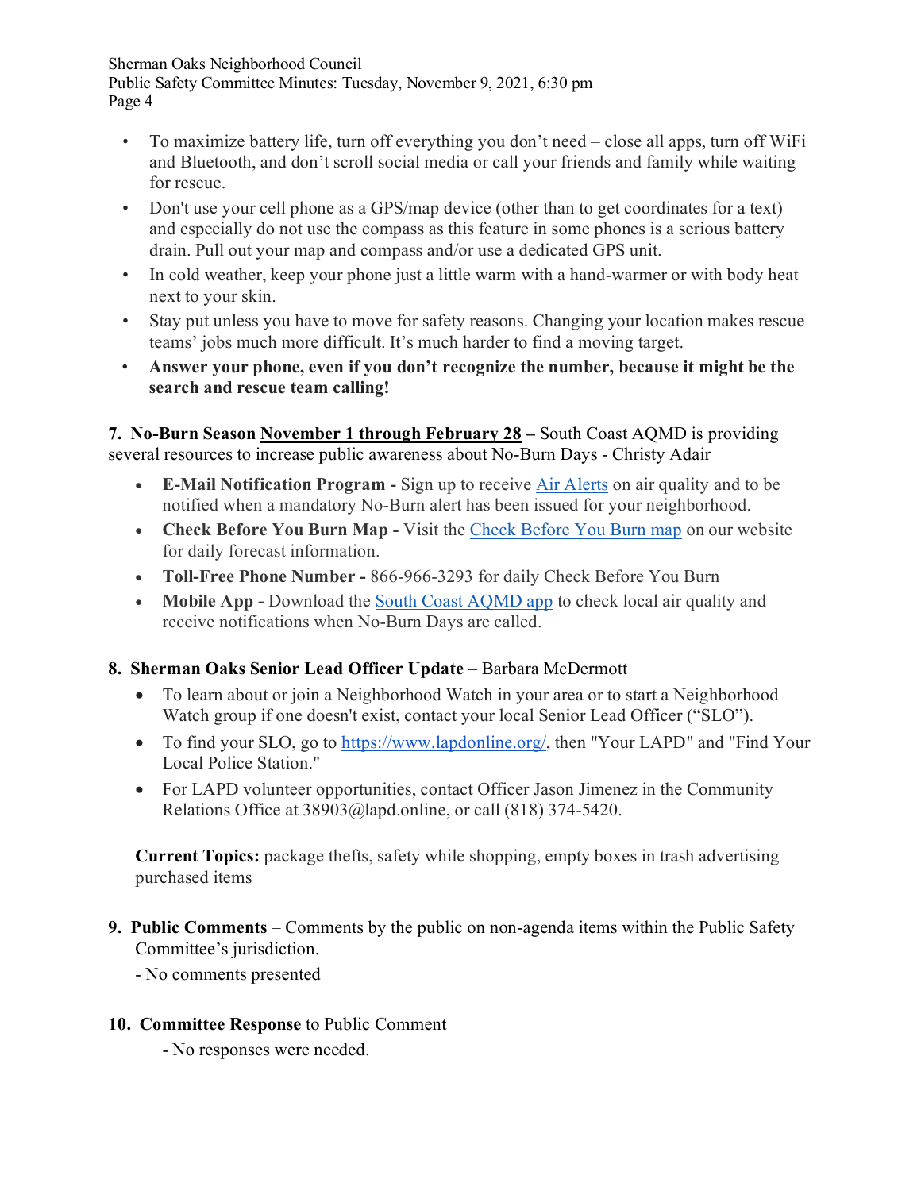- To maximize battery life, turn off everything you don't need – close all apps, turn off WiFi and Bluetooth, and don't scroll social media or call your friends and family while waiting for rescue.
- Don't use your cell phone as a GPS/map device (other than to get coordinates for a text) and especially do not use the compass as this feature in some phones is a serious battery drain. Pull out your map and compass and/or use a dedicated GPS unit.
- In cold weather, keep your phone just a little warm with a hand-warmer or with body heat next to your skin.
- Stay put unless you have to move for safety reasons. Changing your location makes rescue teams' jobs much more difficult. It's much harder to find a moving target.
- **Answer your phone, even if you don't recognize the number, because it might be the search and rescue team calling!**

**7. No-Burn Season <u>November 1 through February 28</u> –** South Coast AQMD is providing several resources to increase public awareness about No-Burn Days - Christy Adair

- **E-Mail Notification Program -** Sign up to receive [Air Alerts] on air quality and to be notified when a mandatory No-Burn alert has been issued for your neighborhood.
- **Check Before You Burn Map -** Visit the [Check Before You Burn map] on our website for daily forecast information.
- **Toll-Free Phone Number -** 866-966-3293 for daily Check Before You Burn
- **Mobile App -** Download the [South Coast AQMD app] to check local air quality and receive notifications when No-Burn Days are called.

**8. Sherman Oaks Senior Lead Officer Update** – Barbara McDermott

- To learn about or join a Neighborhood Watch in your area or to start a Neighborhood Watch group if one doesn't exist, contact your local Senior Lead Officer ("SLO").
- To find your SLO, go to https://www.lapdonline.org/, then "Your LAPD" and "Find Your Local Police Station."
- For LAPD volunteer opportunities, contact Officer Jason Jimenez in the Community Relations Office at 38903@lapd.online, or call (818) 374-5420.

**Current Topics:** package thefts, safety while shopping, empty boxes in trash advertising purchased items

**9. Public Comments** – Comments by the public on non-agenda items within the Public Safety Committee's jurisdiction.

- No comments presented

**10. Committee Response** to Public Comment

- No responses were needed.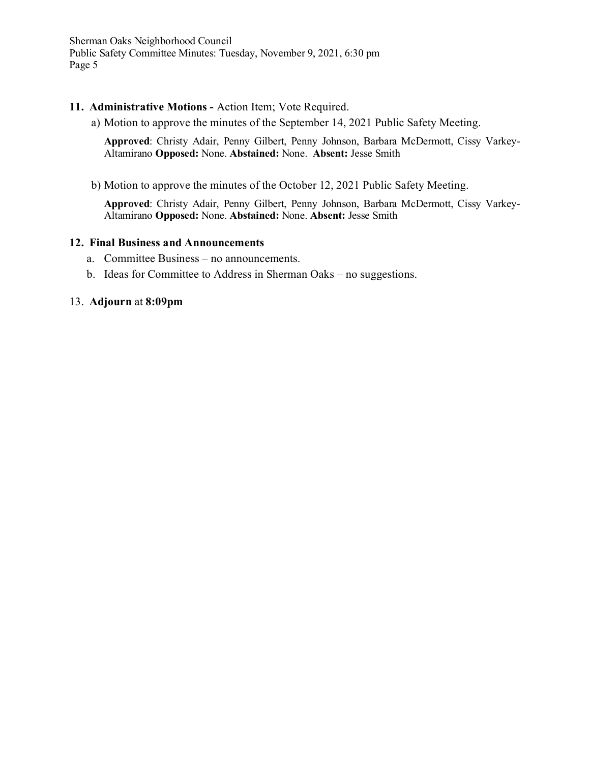**11. Administrative Motions -** Action Item; Vote Required.

a) Motion to approve the minutes of the September 14, 2021 Public Safety Meeting.

**Approved**: Christy Adair, Penny Gilbert, Penny Johnson, Barbara McDermott, Cissy Varkey-Altamirano **Opposed:** None. **Abstained:** None. **Absent:** Jesse Smith

b) Motion to approve the minutes of the October 12, 2021 Public Safety Meeting.

**Approved**: Christy Adair, Penny Gilbert, Penny Johnson, Barbara McDermott, Cissy Varkey-Altamirano **Opposed:** None. **Abstained:** None. **Absent:** Jesse Smith

**12. Final Business and Announcements**

a. Committee Business – no announcements.

b. Ideas for Committee to Address in Sherman Oaks – no suggestions.

13. **Adjourn** at **8:09pm**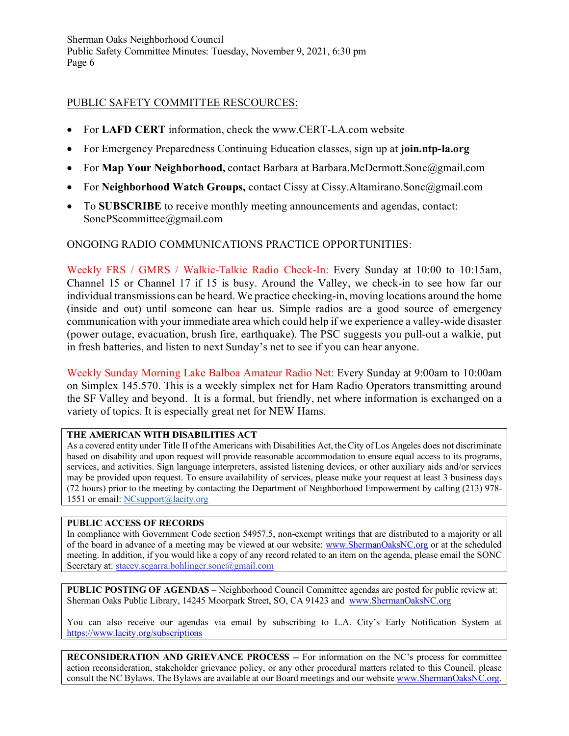## PUBLIC SAFETY COMMITTEE RESCOURCES:

- For **LAFD CERT** information, check the www.CERT-LA.com website
- For Emergency Preparedness Continuing Education classes, sign up at **join.ntp-la.org**
- For **Map Your Neighborhood,** contact Barbara at Barbara.McDermott.Sonc@gmail.com
- For **Neighborhood Watch Groups,** contact Cissy at Cissy.Altamirano.Sonc@gmail.com
- To **SUBSCRIBE** to receive monthly meeting announcements and agendas, contact: SoncPScommittee@gmail.com

## ONGOING RADIO COMMUNICATIONS PRACTICE OPPORTUNITIES:

Weekly FRS / GMRS / Walkie-Talkie Radio Check-In: Every Sunday at 10:00 to 10:15am, Channel 15 or Channel 17 if 15 is busy. Around the Valley, we check-in to see how far our individual transmissions can be heard. We practice checking-in, moving locations around the home (inside and out) until someone can hear us. Simple radios are a good source of emergency communication with your immediate area which could help if we experience a valley-wide disaster (power outage, evacuation, brush fire, earthquake). The PSC suggests you pull-out a walkie, put in fresh batteries, and listen to next Sunday's net to see if you can hear anyone.

Weekly Sunday Morning Lake Balboa Amateur Radio Net: Every Sunday at 9:00am to 10:00am on Simplex 145.570. This is a weekly simplex net for Ham Radio Operators transmitting around the SF Valley and beyond. It is a formal, but friendly, net where information is exchanged on a variety of topics. It is especially great net for NEW Hams.

**THE AMERICAN WITH DISABILITIES ACT**
As a covered entity under Title II of the Americans with Disabilities Act, the City of Los Angeles does not discriminate based on disability and upon request will provide reasonable accommodation to ensure equal access to its programs, services, and activities. Sign language interpreters, assisted listening devices, or other auxiliary aids and/or services may be provided upon request. To ensure availability of services, please make your request at least 3 business days (72 hours) prior to the meeting by contacting the Department of Neighborhood Empowerment by calling (213) 978-1551 or email: NCsupport@lacity.org

**PUBLIC ACCESS OF RECORDS**
In compliance with Government Code section 54957.5, non-exempt writings that are distributed to a majority or all of the board in advance of a meeting may be viewed at our website: www.ShermanOaksNC.org or at the scheduled meeting. In addition, if you would like a copy of any record related to an item on the agenda, please email the SONC Secretary at: stacey.segarra.bohlinger.sonc@gmail.com

**PUBLIC POSTING OF AGENDAS** – Neighborhood Council Committee agendas are posted for public review at: Sherman Oaks Public Library, 14245 Moorpark Street, SO, CA 91423 and www.ShermanOaksNC.org

You can also receive our agendas via email by subscribing to L.A. City's Early Notification System at https://www.lacity.org/subscriptions

**RECONSIDERATION AND GRIEVANCE PROCESS** -- For information on the NC's process for committee action reconsideration, stakeholder grievance policy, or any other procedural matters related to this Council, please consult the NC Bylaws. The Bylaws are available at our Board meetings and our website www.ShermanOaksNC.org.